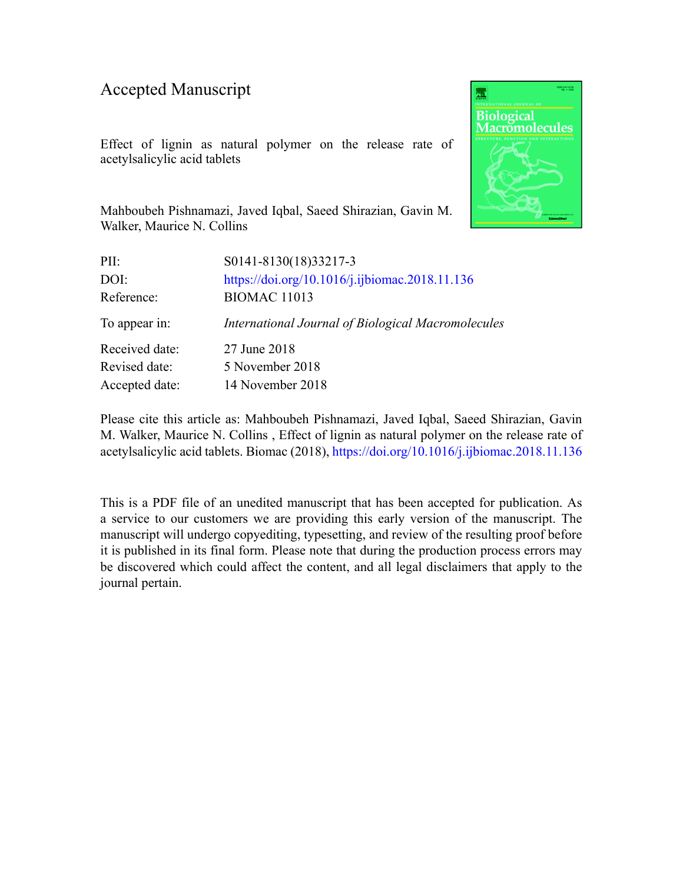# Accepted Manuscript

Effect of lignin as natural polymer on the release rate of acetylsalicylic acid tablets

Mahboubeh Pishnamazi, Javed Iqbal, Saeed Shirazian, Gavin M. Walker, Maurice N. Collins

| | |
|---|---|
| PII: | S0141-8130(18)33217-3 |
| DOI: | https://doi.org/10.1016/j.ijbiomac.2018.11.136 |
| Reference: | BIOMAC 11013 |
| To appear in: | *International Journal of Biological Macromolecules* |
| Received date: | 27 June 2018 |
| Revised date: | 5 November 2018 |
| Accepted date: | 14 November 2018 |

Please cite this article as: Mahboubeh Pishnamazi, Javed Iqbal, Saeed Shirazian, Gavin M. Walker, Maurice N. Collins , Effect of lignin as natural polymer on the release rate of acetylsalicylic acid tablets. Biomac (2018), https://doi.org/10.1016/j.ijbiomac.2018.11.136

This is a PDF file of an unedited manuscript that has been accepted for publication. As a service to our customers we are providing this early version of the manuscript. The manuscript will undergo copyediting, typesetting, and review of the resulting proof before it is published in its final form. Please note that during the production process errors may be discovered which could affect the content, and all legal disclaimers that apply to the journal pertain.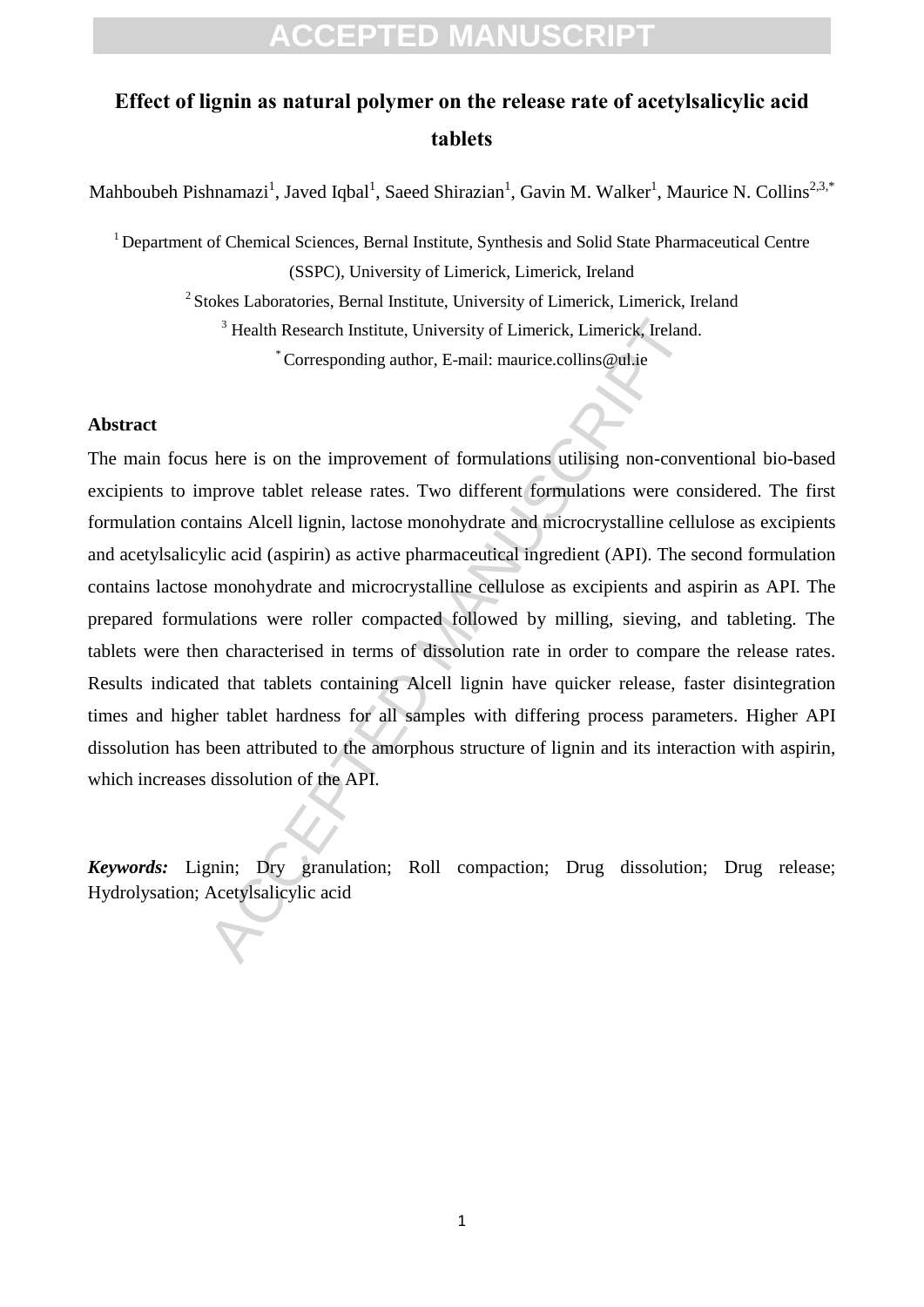# Effect of lignin as natural polymer on the release rate of acetylsalicylic acid tablets

Mahboubeh Pishnamazi[1], Javed Iqbal[1], Saeed Shirazian[1], Gavin M. Walker[1], Maurice N. Collins[2,3,*]

[1] Department of Chemical Sciences, Bernal Institute, Synthesis and Solid State Pharmaceutical Centre (SSPC), University of Limerick, Limerick, Ireland

[2] Stokes Laboratories, Bernal Institute, University of Limerick, Limerick, Ireland

[3] Health Research Institute, University of Limerick, Limerick, Ireland.

[*] Corresponding author, E-mail: maurice.collins@ul.ie

## Abstract

The main focus here is on the improvement of formulations utilising non-conventional bio-based excipients to improve tablet release rates. Two different formulations were considered. The first formulation contains Alcell lignin, lactose monohydrate and microcrystalline cellulose as excipients and acetylsalicylic acid (aspirin) as active pharmaceutical ingredient (API). The second formulation contains lactose monohydrate and microcrystalline cellulose as excipients and aspirin as API. The prepared formulations were roller compacted followed by milling, sieving, and tableting. The tablets were then characterised in terms of dissolution rate in order to compare the release rates. Results indicated that tablets containing Alcell lignin have quicker release, faster disintegration times and higher tablet hardness for all samples with differing process parameters. Higher API dissolution has been attributed to the amorphous structure of lignin and its interaction with aspirin, which increases dissolution of the API.

***Keywords:*** Lignin; Dry granulation; Roll compaction; Drug dissolution; Drug release; Hydrolysation; Acetylsalicylic acid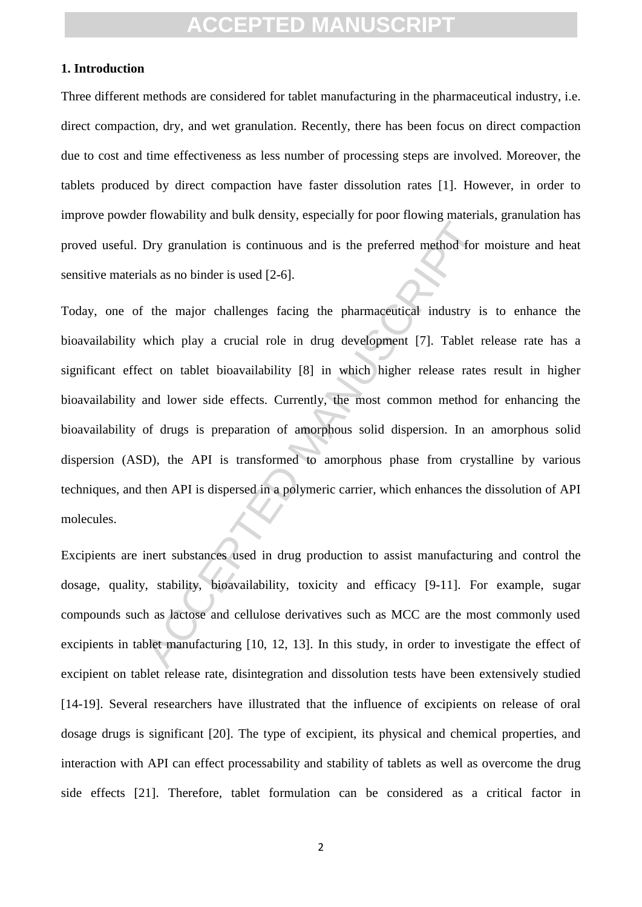## 1. Introduction

Three different methods are considered for tablet manufacturing in the pharmaceutical industry, i.e. direct compaction, dry, and wet granulation. Recently, there has been focus on direct compaction due to cost and time effectiveness as less number of processing steps are involved. Moreover, the tablets produced by direct compaction have faster dissolution rates [1]. However, in order to improve powder flowability and bulk density, especially for poor flowing materials, granulation has proved useful. Dry granulation is continuous and is the preferred method for moisture and heat sensitive materials as no binder is used [2-6].

Today, one of the major challenges facing the pharmaceutical industry is to enhance the bioavailability which play a crucial role in drug development [7]. Tablet release rate has a significant effect on tablet bioavailability [8] in which higher release rates result in higher bioavailability and lower side effects. Currently, the most common method for enhancing the bioavailability of drugs is preparation of amorphous solid dispersion. In an amorphous solid dispersion (ASD), the API is transformed to amorphous phase from crystalline by various techniques, and then API is dispersed in a polymeric carrier, which enhances the dissolution of API molecules.

Excipients are inert substances used in drug production to assist manufacturing and control the dosage, quality, stability, bioavailability, toxicity and efficacy [9-11]. For example, sugar compounds such as lactose and cellulose derivatives such as MCC are the most commonly used excipients in tablet manufacturing [10, 12, 13]. In this study, in order to investigate the effect of excipient on tablet release rate, disintegration and dissolution tests have been extensively studied [14-19]. Several researchers have illustrated that the influence of excipients on release of oral dosage drugs is significant [20]. The type of excipient, its physical and chemical properties, and interaction with API can effect processability and stability of tablets as well as overcome the drug side effects [21]. Therefore, tablet formulation can be considered as a critical factor in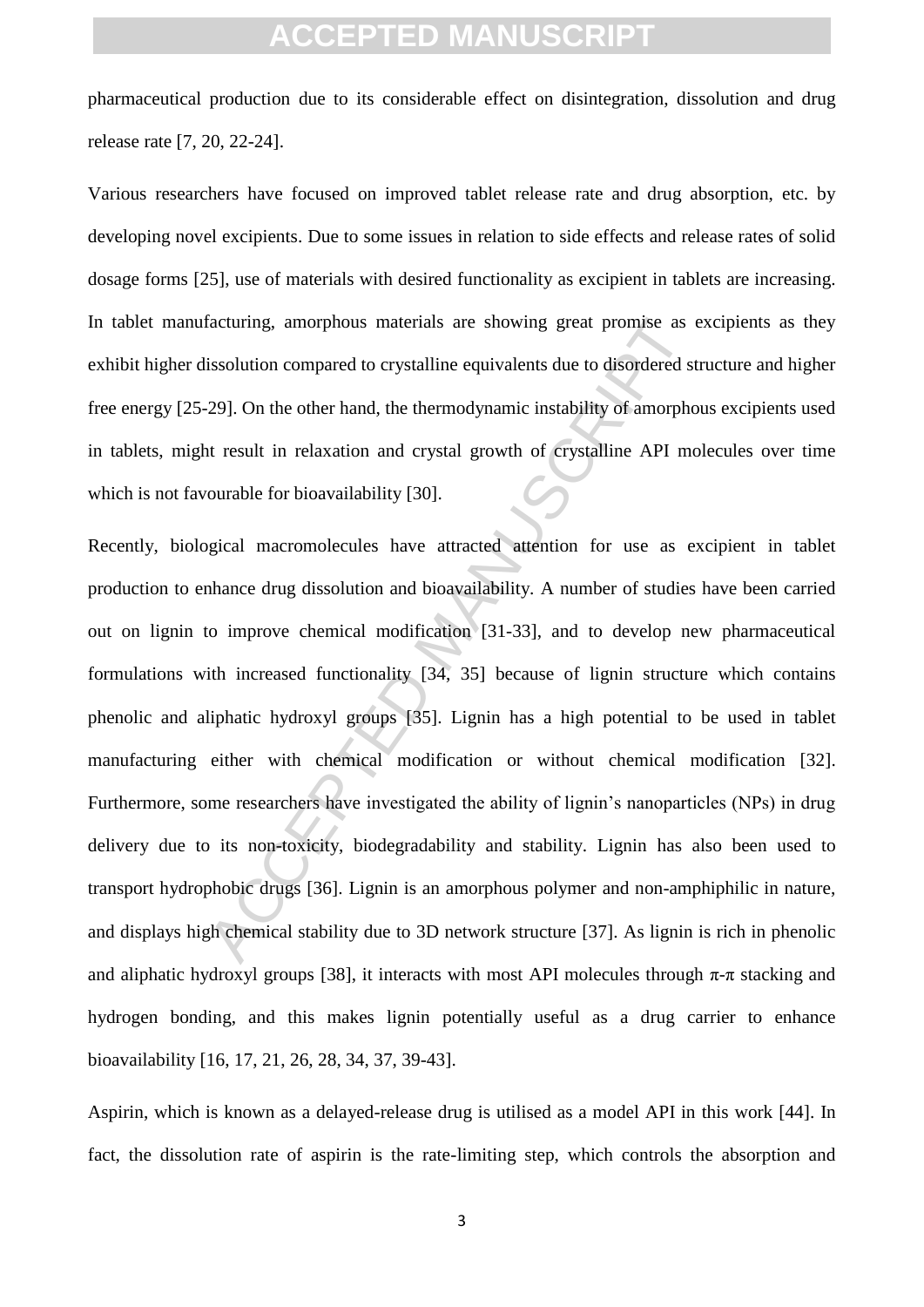pharmaceutical production due to its considerable effect on disintegration, dissolution and drug release rate [7, 20, 22-24].

Various researchers have focused on improved tablet release rate and drug absorption, etc. by developing novel excipients. Due to some issues in relation to side effects and release rates of solid dosage forms [25], use of materials with desired functionality as excipient in tablets are increasing. In tablet manufacturing, amorphous materials are showing great promise as excipients as they exhibit higher dissolution compared to crystalline equivalents due to disordered structure and higher free energy [25-29]. On the other hand, the thermodynamic instability of amorphous excipients used in tablets, might result in relaxation and crystal growth of crystalline API molecules over time which is not favourable for bioavailability [30].

Recently, biological macromolecules have attracted attention for use as excipient in tablet production to enhance drug dissolution and bioavailability. A number of studies have been carried out on lignin to improve chemical modification [31-33], and to develop new pharmaceutical formulations with increased functionality [34, 35] because of lignin structure which contains phenolic and aliphatic hydroxyl groups [35]. Lignin has a high potential to be used in tablet manufacturing either with chemical modification or without chemical modification [32]. Furthermore, some researchers have investigated the ability of lignin's nanoparticles (NPs) in drug delivery due to its non-toxicity, biodegradability and stability. Lignin has also been used to transport hydrophobic drugs [36]. Lignin is an amorphous polymer and non-amphiphilic in nature, and displays high chemical stability due to 3D network structure [37]. As lignin is rich in phenolic and aliphatic hydroxyl groups [38], it interacts with most API molecules through π-π stacking and hydrogen bonding, and this makes lignin potentially useful as a drug carrier to enhance bioavailability [16, 17, 21, 26, 28, 34, 37, 39-43].

Aspirin, which is known as a delayed-release drug is utilised as a model API in this work [44]. In fact, the dissolution rate of aspirin is the rate-limiting step, which controls the absorption and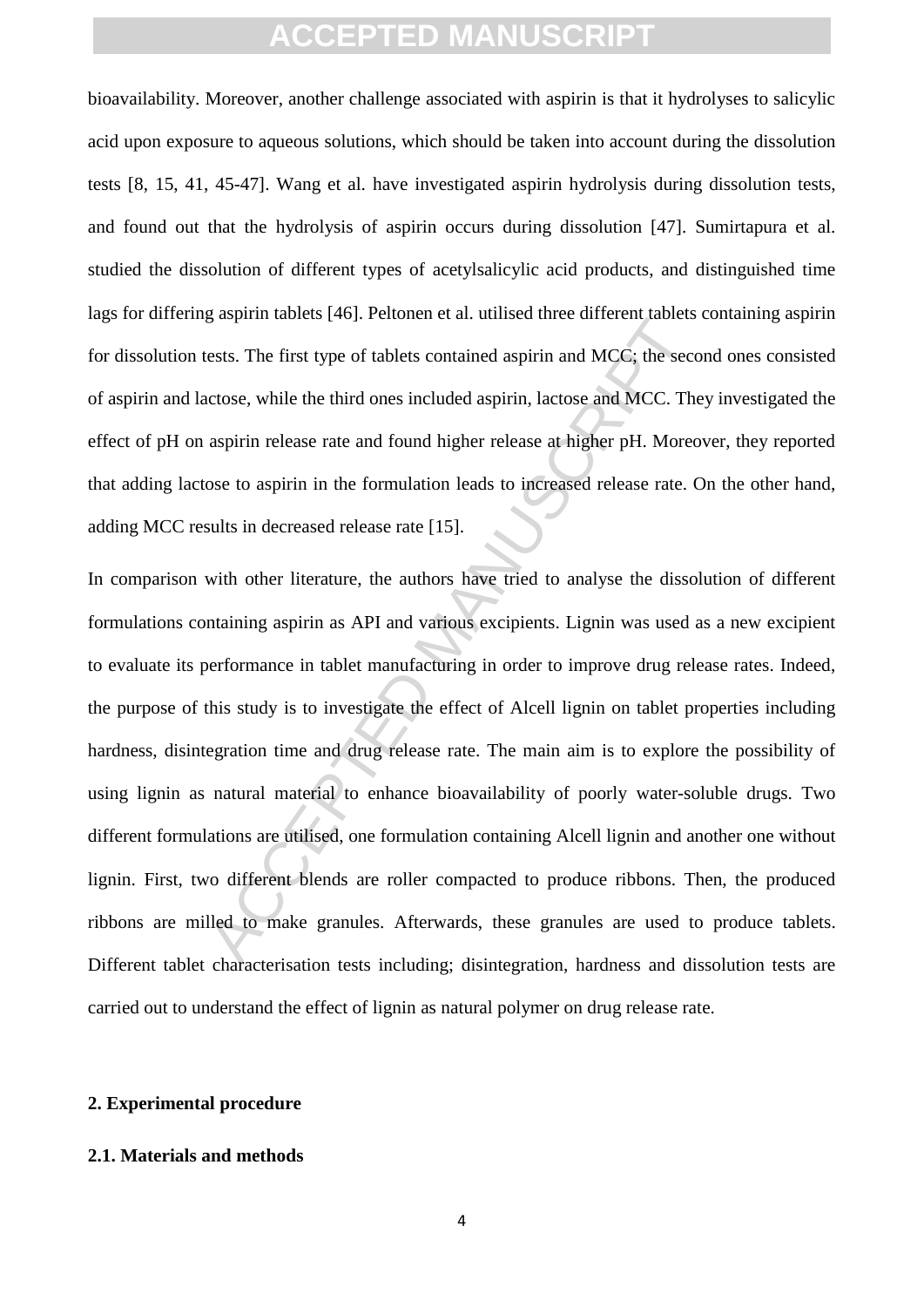bioavailability. Moreover, another challenge associated with aspirin is that it hydrolyses to salicylic acid upon exposure to aqueous solutions, which should be taken into account during the dissolution tests [8, 15, 41, 45-47]. Wang et al. have investigated aspirin hydrolysis during dissolution tests, and found out that the hydrolysis of aspirin occurs during dissolution [47]. Sumirtapura et al. studied the dissolution of different types of acetylsalicylic acid products, and distinguished time lags for differing aspirin tablets [46]. Peltonen et al. utilised three different tablets containing aspirin for dissolution tests. The first type of tablets contained aspirin and MCC; the second ones consisted of aspirin and lactose, while the third ones included aspirin, lactose and MCC. They investigated the effect of pH on aspirin release rate and found higher release at higher pH. Moreover, they reported that adding lactose to aspirin in the formulation leads to increased release rate. On the other hand, adding MCC results in decreased release rate [15].

In comparison with other literature, the authors have tried to analyse the dissolution of different formulations containing aspirin as API and various excipients. Lignin was used as a new excipient to evaluate its performance in tablet manufacturing in order to improve drug release rates. Indeed, the purpose of this study is to investigate the effect of Alcell lignin on tablet properties including hardness, disintegration time and drug release rate. The main aim is to explore the possibility of using lignin as natural material to enhance bioavailability of poorly water-soluble drugs. Two different formulations are utilised, one formulation containing Alcell lignin and another one without lignin. First, two different blends are roller compacted to produce ribbons. Then, the produced ribbons are milled to make granules. Afterwards, these granules are used to produce tablets. Different tablet characterisation tests including; disintegration, hardness and dissolution tests are carried out to understand the effect of lignin as natural polymer on drug release rate.

## 2. Experimental procedure

### 2.1. Materials and methods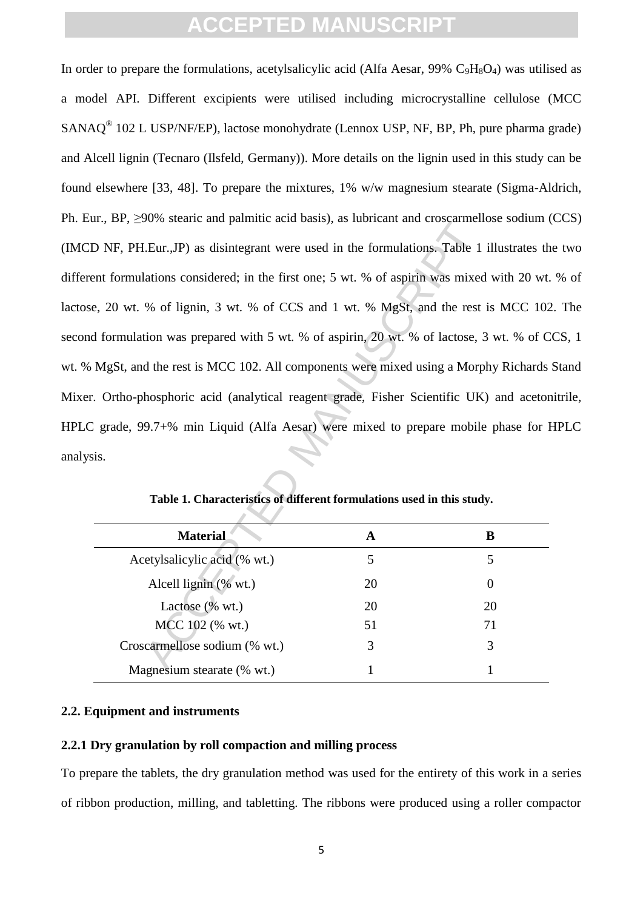In order to prepare the formulations, acetylsalicylic acid (Alfa Aesar, 99% $C_9H_8O_4$) was utilised as a model API. Different excipients were utilised including microcrystalline cellulose (MCC SANAQ® 102 L USP/NF/EP), lactose monohydrate (Lennox USP, NF, BP, Ph, pure pharma grade) and Alcell lignin (Tecnaro (Ilsfeld, Germany)). More details on the lignin used in this study can be found elsewhere [33, 48]. To prepare the mixtures, 1% w/w magnesium stearate (Sigma-Aldrich, Ph. Eur., BP, ≥90% stearic and palmitic acid basis), as lubricant and croscarmellose sodium (CCS) (IMCD NF, PH.Eur.,JP) as disintegrant were used in the formulations. Table 1 illustrates the two different formulations considered; in the first one; 5 wt. % of aspirin was mixed with 20 wt. % of lactose, 20 wt. % of lignin, 3 wt. % of CCS and 1 wt. % MgSt, and the rest is MCC 102. The second formulation was prepared with 5 wt. % of aspirin, 20 wt. % of lactose, 3 wt. % of CCS, 1 wt. % MgSt, and the rest is MCC 102. All components were mixed using a Morphy Richards Stand Mixer. Ortho-phosphoric acid (analytical reagent grade, Fisher Scientific UK) and acetonitrile, HPLC grade, 99.7+% min Liquid (Alfa Aesar) were mixed to prepare mobile phase for HPLC analysis.

**Table 1. Characteristics of different formulations used in this study.**

| Material | A | B |
|---|---|---|
| Acetylsalicylic acid (% wt.) | 5 | 5 |
| Alcell lignin (% wt.) | 20 | 0 |
| Lactose (% wt.) | 20 | 20 |
| MCC 102 (% wt.) | 51 | 71 |
| Croscarmellose sodium (% wt.) | 3 | 3 |
| Magnesium stearate (% wt.) | 1 | 1 |

### 2.2. Equipment and instruments

#### 2.2.1 Dry granulation by roll compaction and milling process

To prepare the tablets, the dry granulation method was used for the entirety of this work in a series of ribbon production, milling, and tabletting. The ribbons were produced using a roller compactor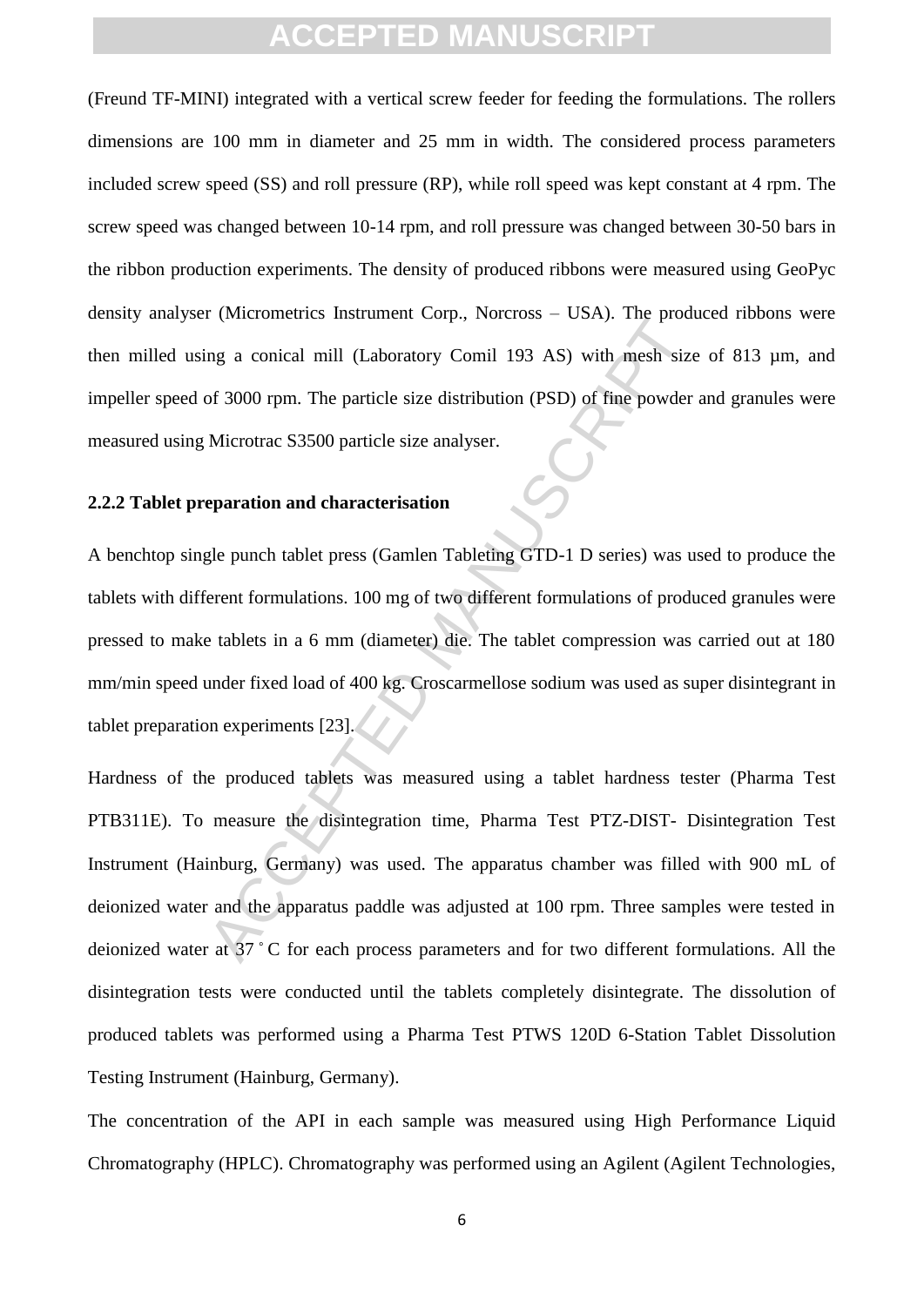(Freund TF-MINI) integrated with a vertical screw feeder for feeding the formulations. The rollers dimensions are 100 mm in diameter and 25 mm in width. The considered process parameters included screw speed (SS) and roll pressure (RP), while roll speed was kept constant at 4 rpm. The screw speed was changed between 10-14 rpm, and roll pressure was changed between 30-50 bars in the ribbon production experiments. The density of produced ribbons were measured using GeoPyc density analyser (Micrometrics Instrument Corp., Norcross – USA). The produced ribbons were then milled using a conical mill (Laboratory Comil 193 AS) with mesh size of 813 µm, and impeller speed of 3000 rpm. The particle size distribution (PSD) of fine powder and granules were measured using Microtrac S3500 particle size analyser.

### 2.2.2 Tablet preparation and characterisation

A benchtop single punch tablet press (Gamlen Tableting GTD-1 D series) was used to produce the tablets with different formulations. 100 mg of two different formulations of produced granules were pressed to make tablets in a 6 mm (diameter) die. The tablet compression was carried out at 180 mm/min speed under fixed load of 400 kg. Croscarmellose sodium was used as super disintegrant in tablet preparation experiments [23].

Hardness of the produced tablets was measured using a tablet hardness tester (Pharma Test PTB311E). To measure the disintegration time, Pharma Test PTZ-DIST- Disintegration Test Instrument (Hainburg, Germany) was used. The apparatus chamber was filled with 900 mL of deionized water and the apparatus paddle was adjusted at 100 rpm. Three samples were tested in deionized water at 37 ˚ C for each process parameters and for two different formulations. All the disintegration tests were conducted until the tablets completely disintegrate. The dissolution of produced tablets was performed using a Pharma Test PTWS 120D 6-Station Tablet Dissolution Testing Instrument (Hainburg, Germany).

The concentration of the API in each sample was measured using High Performance Liquid Chromatography (HPLC). Chromatography was performed using an Agilent (Agilent Technologies,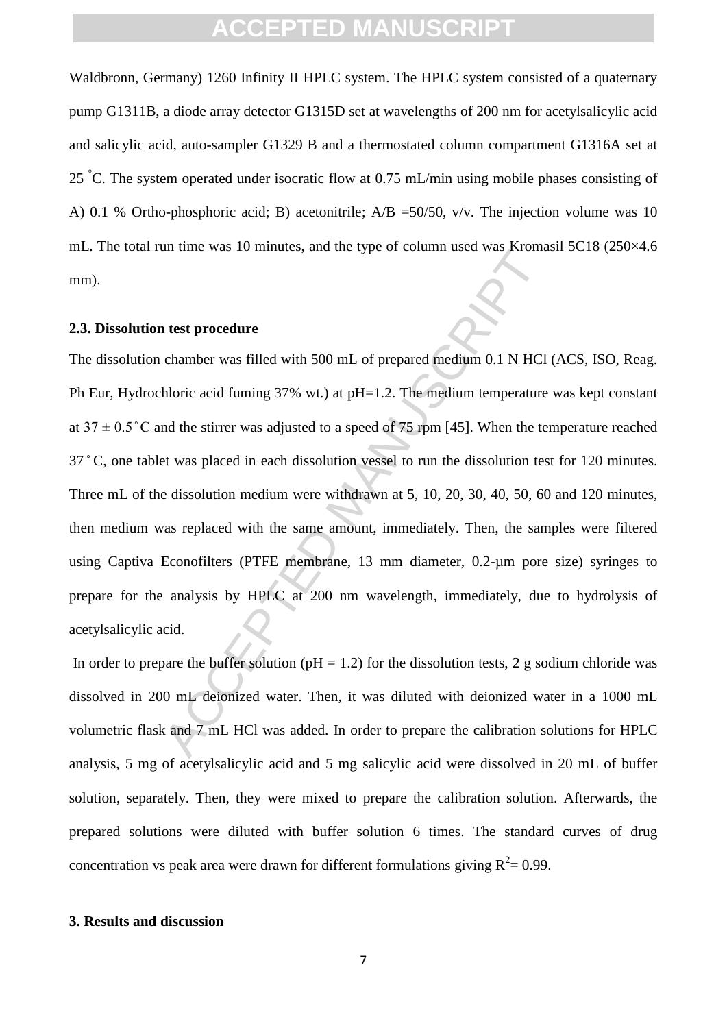Waldbronn, Germany) 1260 Infinity II HPLC system. The HPLC system consisted of a quaternary pump G1311B, a diode array detector G1315D set at wavelengths of 200 nm for acetylsalicylic acid and salicylic acid, auto-sampler G1329 B and a thermostated column compartment G1316A set at 25 °C. The system operated under isocratic flow at 0.75 mL/min using mobile phases consisting of A) 0.1 % Ortho-phosphoric acid; B) acetonitrile; A/B =50/50, v/v. The injection volume was 10 mL. The total run time was 10 minutes, and the type of column used was Kromasil 5C18 (250×4.6 mm).

### 2.3. Dissolution test procedure

The dissolution chamber was filled with 500 mL of prepared medium 0.1 N HCl (ACS, ISO, Reag. Ph Eur, Hydrochloric acid fuming 37% wt.) at pH=1.2. The medium temperature was kept constant at 37 ± 0.5 ° C and the stirrer was adjusted to a speed of 75 rpm [45]. When the temperature reached 37 ° C, one tablet was placed in each dissolution vessel to run the dissolution test for 120 minutes. Three mL of the dissolution medium were withdrawn at 5, 10, 20, 30, 40, 50, 60 and 120 minutes, then medium was replaced with the same amount, immediately. Then, the samples were filtered using Captiva Econofilters (PTFE membrane, 13 mm diameter, 0.2-µm pore size) syringes to prepare for the analysis by HPLC at 200 nm wavelength, immediately, due to hydrolysis of acetylsalicylic acid.

In order to prepare the buffer solution (pH = 1.2) for the dissolution tests, 2 g sodium chloride was dissolved in 200 mL deionized water. Then, it was diluted with deionized water in a 1000 mL volumetric flask and 7 mL HCl was added. In order to prepare the calibration solutions for HPLC analysis, 5 mg of acetylsalicylic acid and 5 mg salicylic acid were dissolved in 20 mL of buffer solution, separately. Then, they were mixed to prepare the calibration solution. Afterwards, the prepared solutions were diluted with buffer solution 6 times. The standard curves of drug concentration vs peak area were drawn for different formulations giving $R^2$= 0.99.

## 3. Results and discussion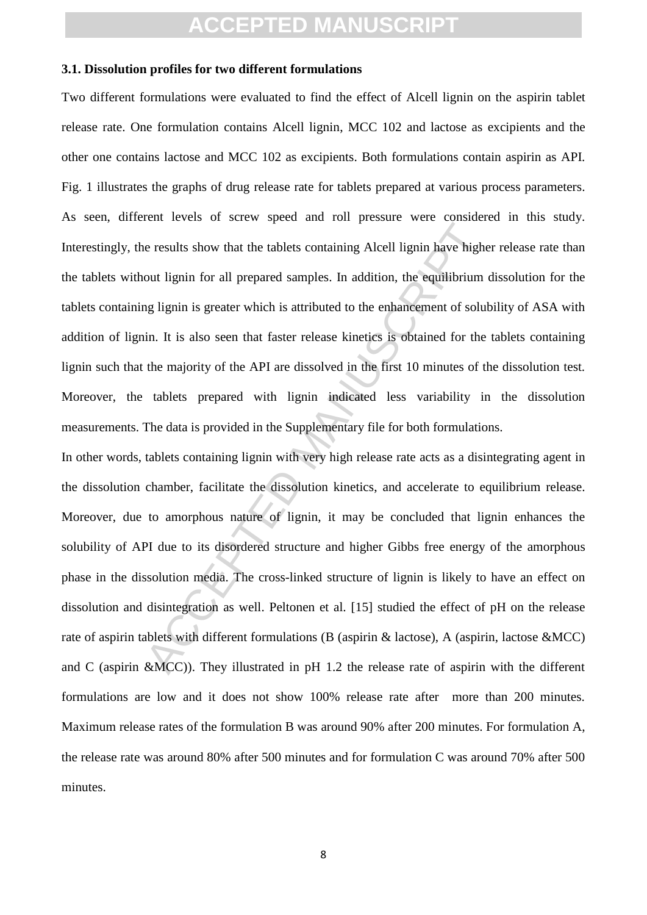### 3.1. Dissolution profiles for two different formulations

Two different formulations were evaluated to find the effect of Alcell lignin on the aspirin tablet release rate. One formulation contains Alcell lignin, MCC 102 and lactose as excipients and the other one contains lactose and MCC 102 as excipients. Both formulations contain aspirin as API. Fig. 1 illustrates the graphs of drug release rate for tablets prepared at various process parameters. As seen, different levels of screw speed and roll pressure were considered in this study. Interestingly, the results show that the tablets containing Alcell lignin have higher release rate than the tablets without lignin for all prepared samples. In addition, the equilibrium dissolution for the tablets containing lignin is greater which is attributed to the enhancement of solubility of ASA with addition of lignin. It is also seen that faster release kinetics is obtained for the tablets containing lignin such that the majority of the API are dissolved in the first 10 minutes of the dissolution test. Moreover, the tablets prepared with lignin indicated less variability in the dissolution measurements. The data is provided in the Supplementary file for both formulations.

In other words, tablets containing lignin with very high release rate acts as a disintegrating agent in the dissolution chamber, facilitate the dissolution kinetics, and accelerate to equilibrium release. Moreover, due to amorphous nature of lignin, it may be concluded that lignin enhances the solubility of API due to its disordered structure and higher Gibbs free energy of the amorphous phase in the dissolution media. The cross-linked structure of lignin is likely to have an effect on dissolution and disintegration as well. Peltonen et al. [15] studied the effect of pH on the release rate of aspirin tablets with different formulations (B (aspirin & lactose), A (aspirin, lactose &MCC) and C (aspirin &MCC)). They illustrated in pH 1.2 the release rate of aspirin with the different formulations are low and it does not show 100% release rate after more than 200 minutes. Maximum release rates of the formulation B was around 90% after 200 minutes. For formulation A, the release rate was around 80% after 500 minutes and for formulation C was around 70% after 500 minutes.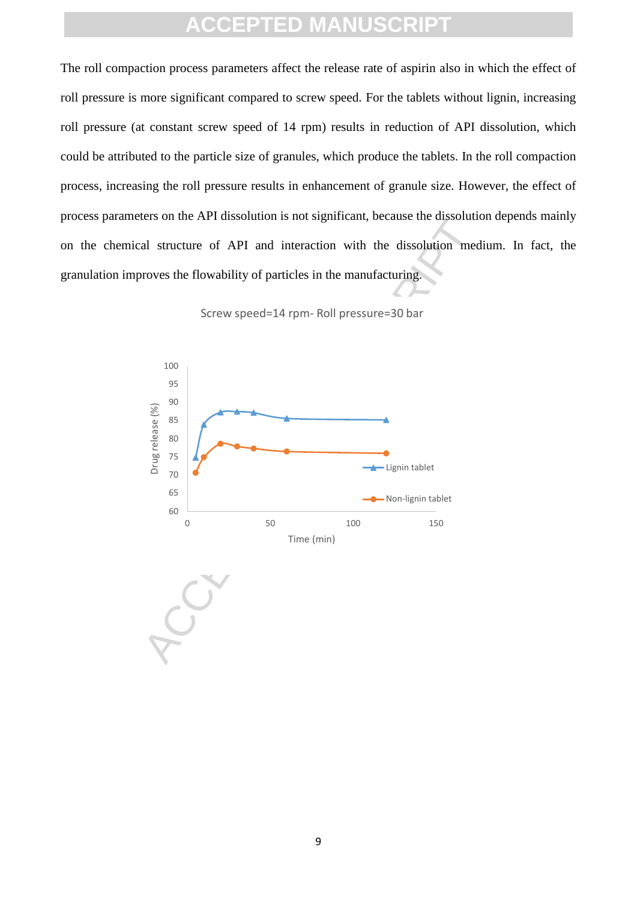The roll compaction process parameters affect the release rate of aspirin also in which the effect of roll pressure is more significant compared to screw speed. For the tablets without lignin, increasing roll pressure (at constant screw speed of 14 rpm) results in reduction of API dissolution, which could be attributed to the particle size of granules, which produce the tablets. In the roll compaction process, increasing the roll pressure results in enhancement of granule size. However, the effect of process parameters on the API dissolution is not significant, because the dissolution depends mainly on the chemical structure of API and interaction with the dissolution medium. In fact, the granulation improves the flowability of particles in the manufacturing.

Screw speed=14 rpm- Roll pressure=30 bar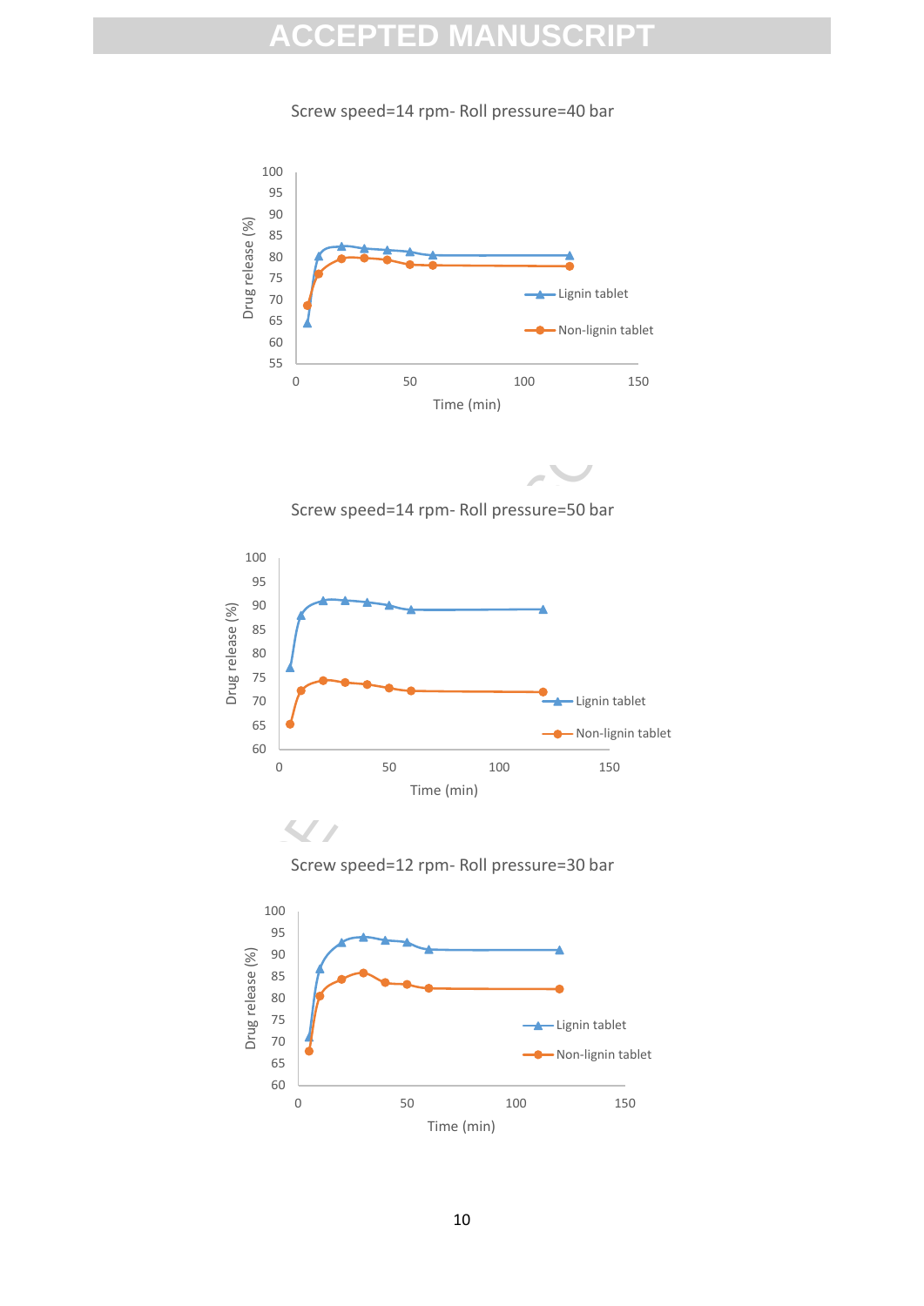Screw speed=14 rpm- Roll pressure=40 bar

Screw speed=14 rpm- Roll pressure=50 bar

Screw speed=12 rpm- Roll pressure=30 bar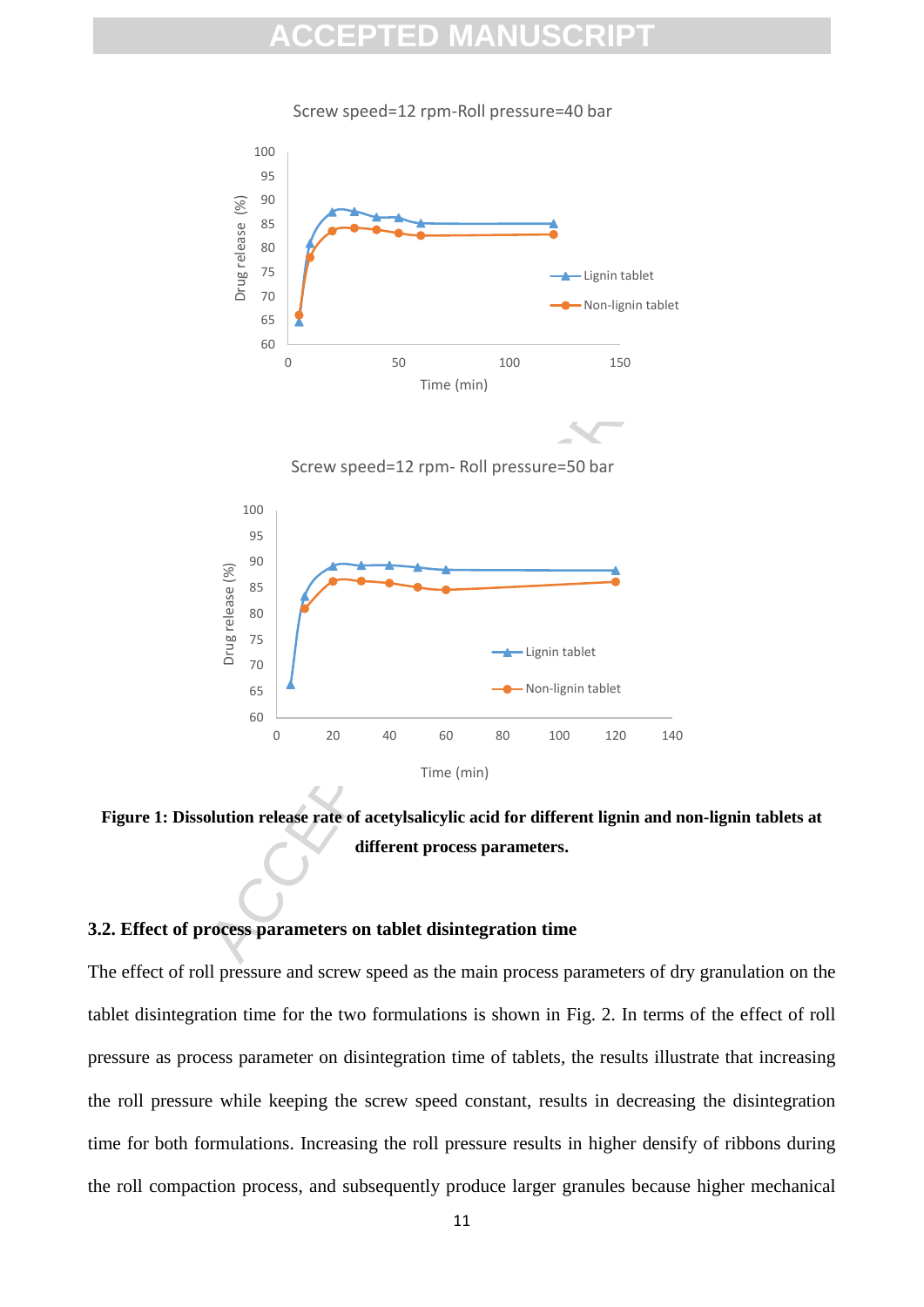**Figure 1: Dissolution release rate of acetylsalicylic acid for different lignin and non-lignin tablets at different process parameters.**

### 3.2. Effect of process parameters on tablet disintegration time

The effect of roll pressure and screw speed as the main process parameters of dry granulation on the tablet disintegration time for the two formulations is shown in Fig. 2. In terms of the effect of roll pressure as process parameter on disintegration time of tablets, the results illustrate that increasing the roll pressure while keeping the screw speed constant, results in decreasing the disintegration time for both formulations. Increasing the roll pressure results in higher densify of ribbons during the roll compaction process, and subsequently produce larger granules because higher mechanical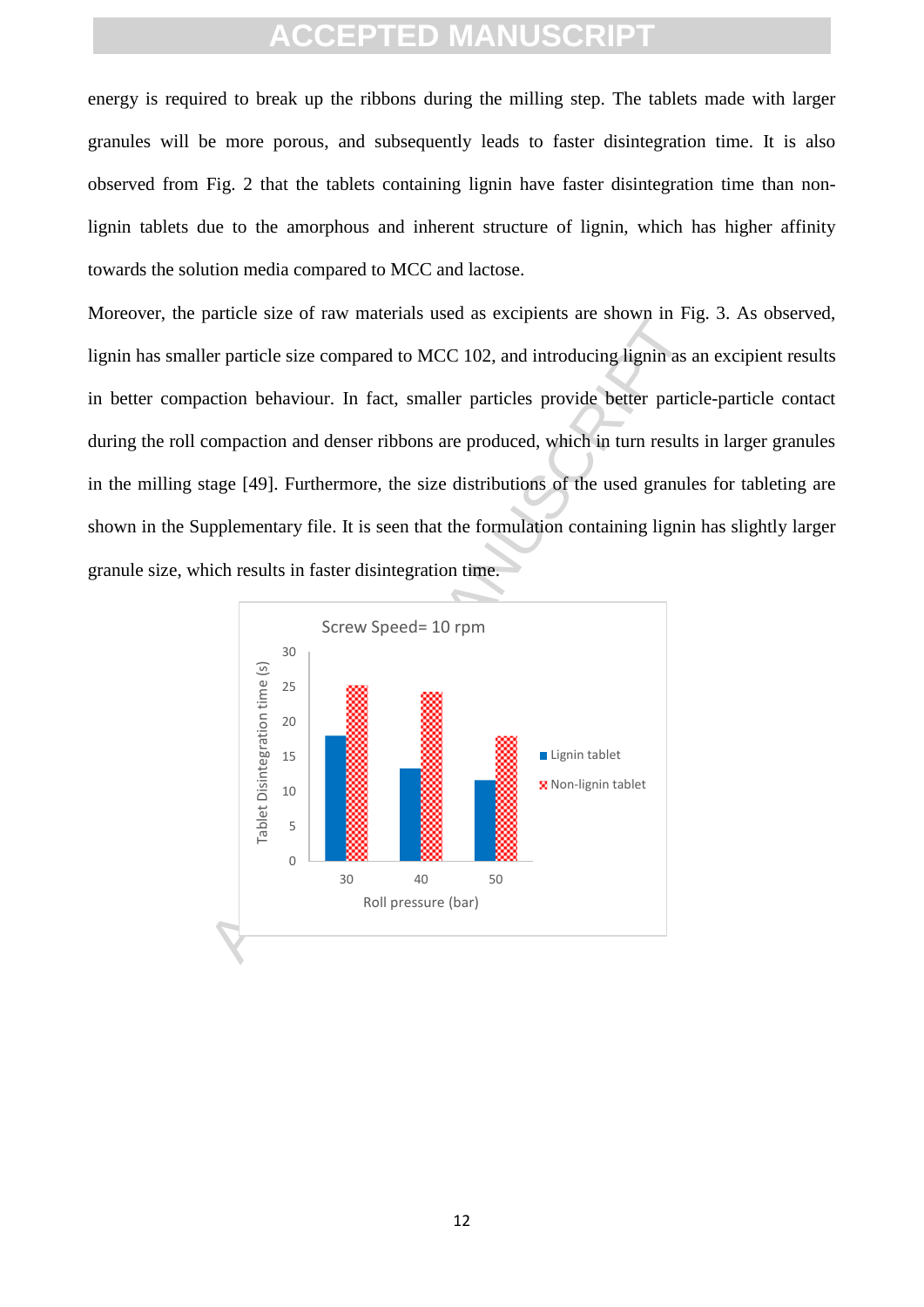energy is required to break up the ribbons during the milling step. The tablets made with larger granules will be more porous, and subsequently leads to faster disintegration time. It is also observed from Fig. 2 that the tablets containing lignin have faster disintegration time than non-lignin tablets due to the amorphous and inherent structure of lignin, which has higher affinity towards the solution media compared to MCC and lactose.

Moreover, the particle size of raw materials used as excipients are shown in Fig. 3. As observed, lignin has smaller particle size compared to MCC 102, and introducing lignin as an excipient results in better compaction behaviour. In fact, smaller particles provide better particle-particle contact during the roll compaction and denser ribbons are produced, which in turn results in larger granules in the milling stage [49]. Furthermore, the size distributions of the used granules for tableting are shown in the Supplementary file. It is seen that the formulation containing lignin has slightly larger granule size, which results in faster disintegration time.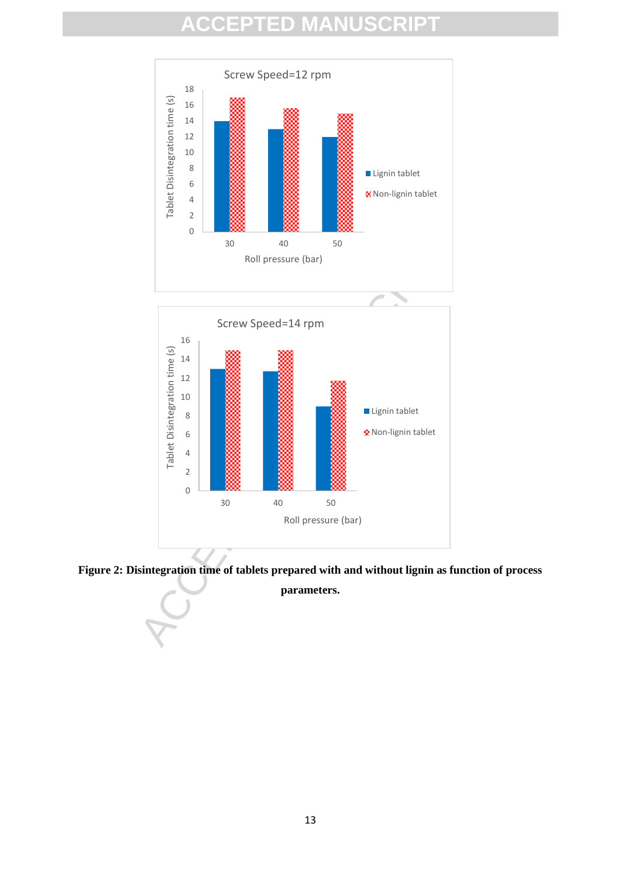**Figure 2: Disintegration time of tablets prepared with and without lignin as function of process parameters.**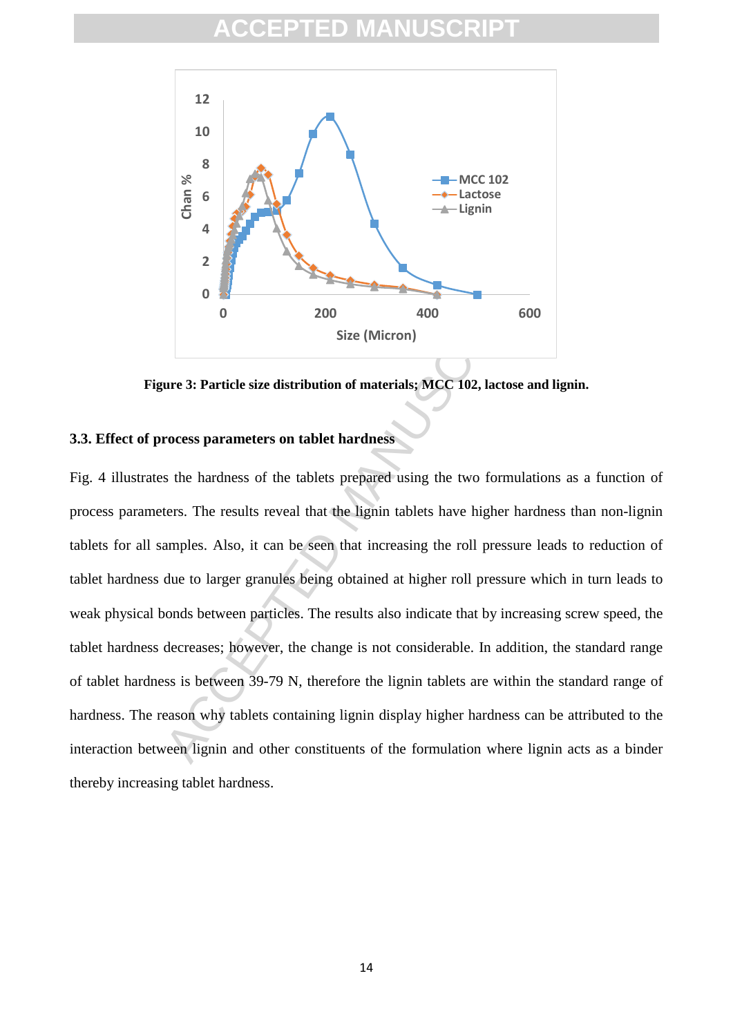Figure 3: Particle size distribution of materials; MCC 102, lactose and lignin.

### 3.3. Effect of process parameters on tablet hardness

Fig. 4 illustrates the hardness of the tablets prepared using the two formulations as a function of process parameters. The results reveal that the lignin tablets have higher hardness than non-lignin tablets for all samples. Also, it can be seen that increasing the roll pressure leads to reduction of tablet hardness due to larger granules being obtained at higher roll pressure which in turn leads to weak physical bonds between particles. The results also indicate that by increasing screw speed, the tablet hardness decreases; however, the change is not considerable. In addition, the standard range of tablet hardness is between 39-79 N, therefore the lignin tablets are within the standard range of hardness. The reason why tablets containing lignin display higher hardness can be attributed to the interaction between lignin and other constituents of the formulation where lignin acts as a binder thereby increasing tablet hardness.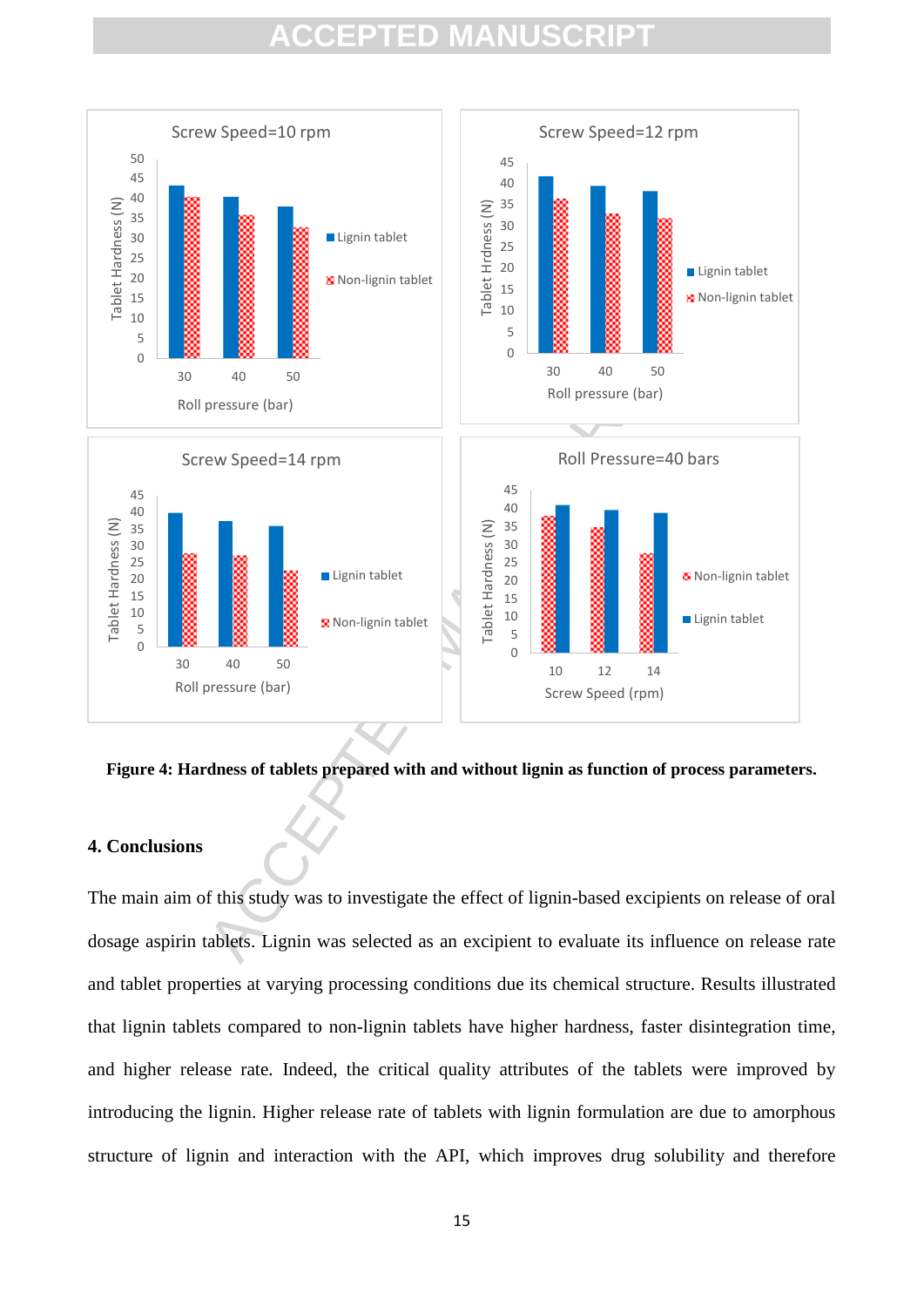**Figure 4: Hardness of tablets prepared with and without lignin as function of process parameters.**

## 4. Conclusions

The main aim of this study was to investigate the effect of lignin-based excipients on release of oral dosage aspirin tablets. Lignin was selected as an excipient to evaluate its influence on release rate and tablet properties at varying processing conditions due its chemical structure. Results illustrated that lignin tablets compared to non-lignin tablets have higher hardness, faster disintegration time, and higher release rate. Indeed, the critical quality attributes of the tablets were improved by introducing the lignin. Higher release rate of tablets with lignin formulation are due to amorphous structure of lignin and interaction with the API, which improves drug solubility and therefore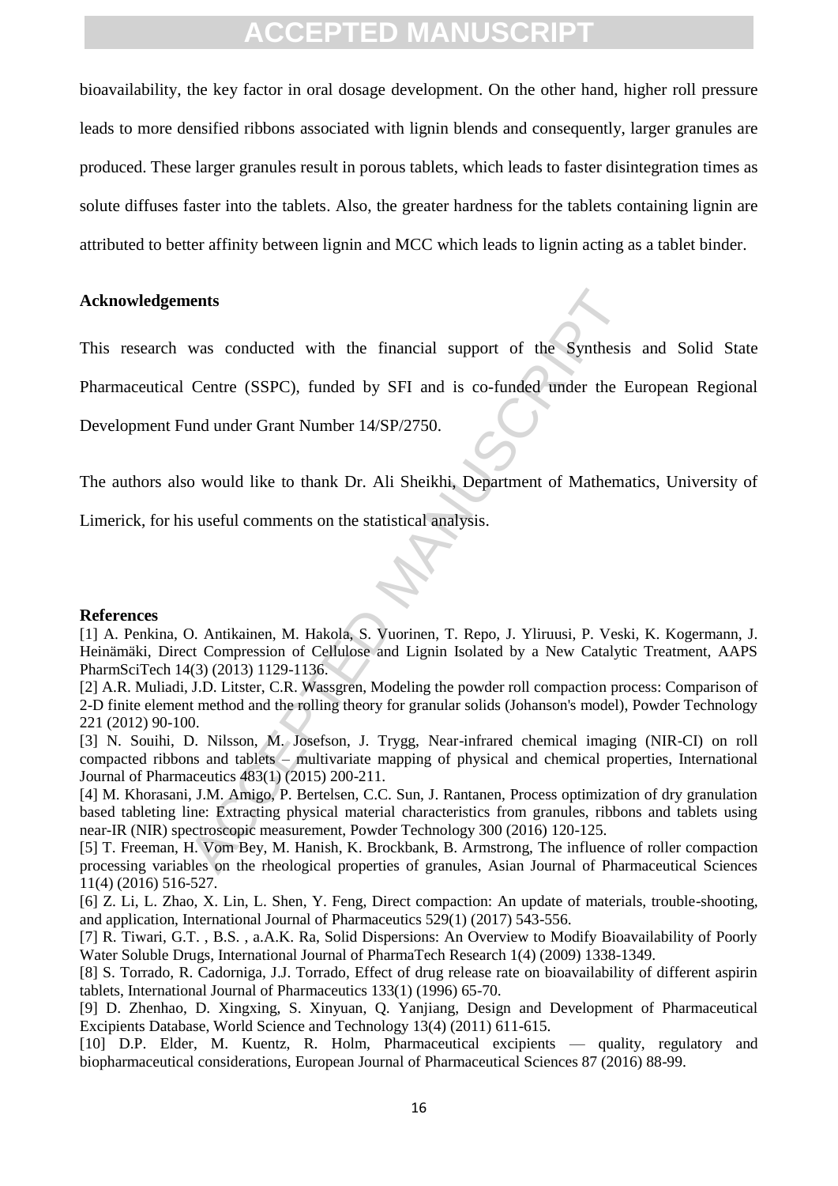bioavailability, the key factor in oral dosage development. On the other hand, higher roll pressure leads to more densified ribbons associated with lignin blends and consequently, larger granules are produced. These larger granules result in porous tablets, which leads to faster disintegration times as solute diffuses faster into the tablets. Also, the greater hardness for the tablets containing lignin are attributed to better affinity between lignin and MCC which leads to lignin acting as a tablet binder.

## Acknowledgements

This research was conducted with the financial support of the Synthesis and Solid State Pharmaceutical Centre (SSPC), funded by SFI and is co-funded under the European Regional Development Fund under Grant Number 14/SP/2750.

The authors also would like to thank Dr. Ali Sheikhi, Department of Mathematics, University of Limerick, for his useful comments on the statistical analysis.

## References

[1] A. Penkina, O. Antikainen, M. Hakola, S. Vuorinen, T. Repo, J. Yliruusi, P. Veski, K. Kogermann, J. Heinämäki, Direct Compression of Cellulose and Lignin Isolated by a New Catalytic Treatment, AAPS PharmSciTech 14(3) (2013) 1129-1136.

[2] A.R. Muliadi, J.D. Litster, C.R. Wassgren, Modeling the powder roll compaction process: Comparison of 2-D finite element method and the rolling theory for granular solids (Johanson's model), Powder Technology 221 (2012) 90-100.

[3] N. Souihi, D. Nilsson, M. Josefson, J. Trygg, Near-infrared chemical imaging (NIR-CI) on roll compacted ribbons and tablets – multivariate mapping of physical and chemical properties, International Journal of Pharmaceutics 483(1) (2015) 200-211.

[4] M. Khorasani, J.M. Amigo, P. Bertelsen, C.C. Sun, J. Rantanen, Process optimization of dry granulation based tableting line: Extracting physical material characteristics from granules, ribbons and tablets using near-IR (NIR) spectroscopic measurement, Powder Technology 300 (2016) 120-125.

[5] T. Freeman, H. Vom Bey, M. Hanish, K. Brockbank, B. Armstrong, The influence of roller compaction processing variables on the rheological properties of granules, Asian Journal of Pharmaceutical Sciences 11(4) (2016) 516-527.

[6] Z. Li, L. Zhao, X. Lin, L. Shen, Y. Feng, Direct compaction: An update of materials, trouble-shooting, and application, International Journal of Pharmaceutics 529(1) (2017) 543-556.

[7] R. Tiwari, G.T. , B.S. , a.A.K. Ra, Solid Dispersions: An Overview to Modify Bioavailability of Poorly Water Soluble Drugs, International Journal of PharmaTech Research 1(4) (2009) 1338-1349.

[8] S. Torrado, R. Cadorniga, J.J. Torrado, Effect of drug release rate on bioavailability of different aspirin tablets, International Journal of Pharmaceutics 133(1) (1996) 65-70.

[9] D. Zhenhao, D. Xingxing, S. Xinyuan, Q. Yanjiang, Design and Development of Pharmaceutical Excipients Database, World Science and Technology 13(4) (2011) 611-615.

[10] D.P. Elder, M. Kuentz, R. Holm, Pharmaceutical excipients — quality, regulatory and biopharmaceutical considerations, European Journal of Pharmaceutical Sciences 87 (2016) 88-99.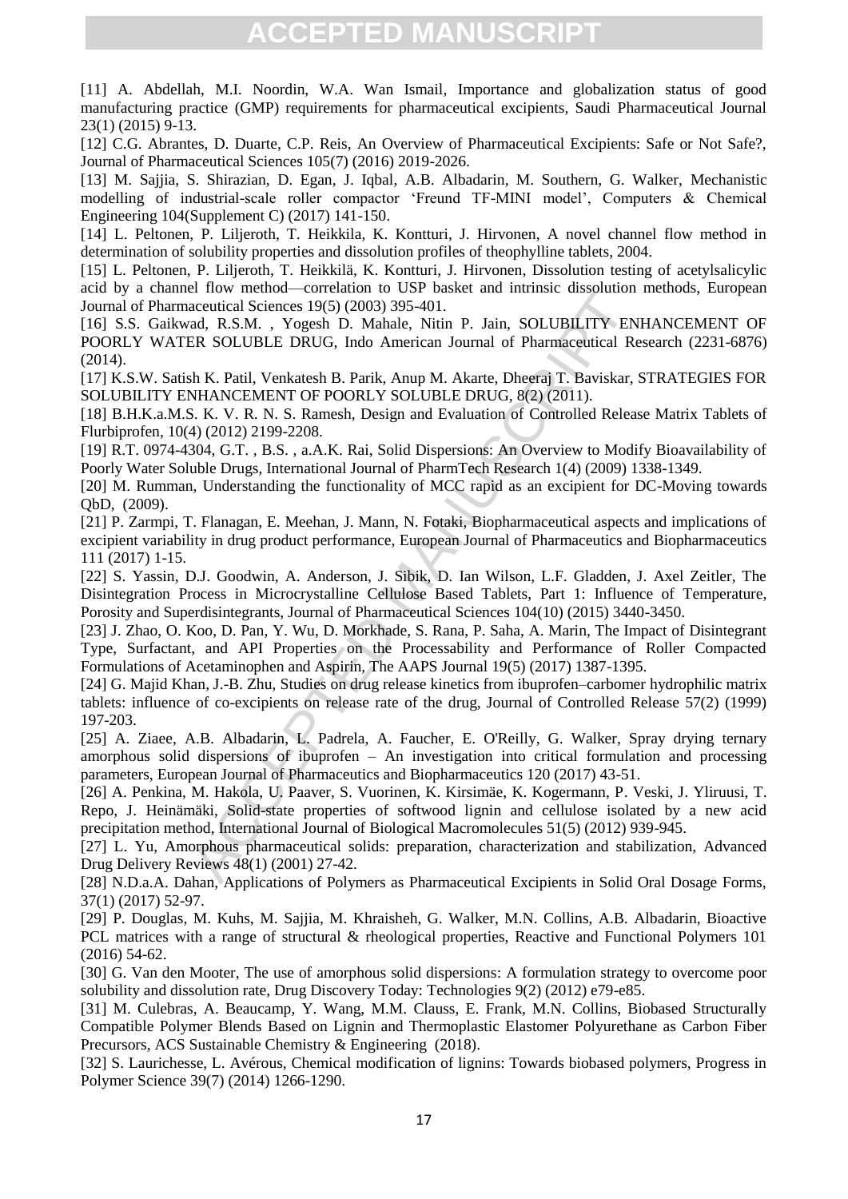[11] A. Abdellah, M.I. Noordin, W.A. Wan Ismail, Importance and globalization status of good manufacturing practice (GMP) requirements for pharmaceutical excipients, Saudi Pharmaceutical Journal 23(1) (2015) 9-13.

[12] C.G. Abrantes, D. Duarte, C.P. Reis, An Overview of Pharmaceutical Excipients: Safe or Not Safe?, Journal of Pharmaceutical Sciences 105(7) (2016) 2019-2026.

[13] M. Sajjia, S. Shirazian, D. Egan, J. Iqbal, A.B. Albadarin, M. Southern, G. Walker, Mechanistic modelling of industrial-scale roller compactor 'Freund TF-MINI model', Computers & Chemical Engineering 104(Supplement C) (2017) 141-150.

[14] L. Peltonen, P. Liljeroth, T. Heikkila, K. Kontturi, J. Hirvonen, A novel channel flow method in determination of solubility properties and dissolution profiles of theophylline tablets, 2004.

[15] L. Peltonen, P. Liljeroth, T. Heikkilä, K. Kontturi, J. Hirvonen, Dissolution testing of acetylsalicylic acid by a channel flow method—correlation to USP basket and intrinsic dissolution methods, European Journal of Pharmaceutical Sciences 19(5) (2003) 395-401.

[16] S.S. Gaikwad, R.S.M. , Yogesh D. Mahale, Nitin P. Jain, SOLUBILITY ENHANCEMENT OF POORLY WATER SOLUBLE DRUG, Indo American Journal of Pharmaceutical Research (2231-6876) (2014).

[17] K.S.W. Satish K. Patil, Venkatesh B. Parik, Anup M. Akarte, Dheeraj T. Baviskar, STRATEGIES FOR SOLUBILITY ENHANCEMENT OF POORLY SOLUBLE DRUG, 8(2) (2011).

[18] B.H.K.a.M.S. K. V. R. N. S. Ramesh, Design and Evaluation of Controlled Release Matrix Tablets of Flurbiprofen, 10(4) (2012) 2199-2208.

[19] R.T. 0974-4304, G.T. , B.S. , a.A.K. Rai, Solid Dispersions: An Overview to Modify Bioavailability of Poorly Water Soluble Drugs, International Journal of PharmTech Research 1(4) (2009) 1338-1349.

[20] M. Rumman, Understanding the functionality of MCC rapid as an excipient for DC-Moving towards QbD, (2009).

[21] P. Zarmpi, T. Flanagan, E. Meehan, J. Mann, N. Fotaki, Biopharmaceutical aspects and implications of excipient variability in drug product performance, European Journal of Pharmaceutics and Biopharmaceutics 111 (2017) 1-15.

[22] S. Yassin, D.J. Goodwin, A. Anderson, J. Sibik, D. Ian Wilson, L.F. Gladden, J. Axel Zeitler, The Disintegration Process in Microcrystalline Cellulose Based Tablets, Part 1: Influence of Temperature, Porosity and Superdisintegrants, Journal of Pharmaceutical Sciences 104(10) (2015) 3440-3450.

[23] J. Zhao, O. Koo, D. Pan, Y. Wu, D. Morkhade, S. Rana, P. Saha, A. Marin, The Impact of Disintegrant Type, Surfactant, and API Properties on the Processability and Performance of Roller Compacted Formulations of Acetaminophen and Aspirin, The AAPS Journal 19(5) (2017) 1387-1395.

[24] G. Majid Khan, J.-B. Zhu, Studies on drug release kinetics from ibuprofen–carbomer hydrophilic matrix tablets: influence of co-excipients on release rate of the drug, Journal of Controlled Release 57(2) (1999) 197-203.

[25] A. Ziaee, A.B. Albadarin, L. Padrela, A. Faucher, E. O'Reilly, G. Walker, Spray drying ternary amorphous solid dispersions of ibuprofen – An investigation into critical formulation and processing parameters, European Journal of Pharmaceutics and Biopharmaceutics 120 (2017) 43-51.

[26] A. Penkina, M. Hakola, U. Paaver, S. Vuorinen, K. Kirsimäe, K. Kogermann, P. Veski, J. Yliruusi, T. Repo, J. Heinämäki, Solid-state properties of softwood lignin and cellulose isolated by a new acid precipitation method, International Journal of Biological Macromolecules 51(5) (2012) 939-945.

[27] L. Yu, Amorphous pharmaceutical solids: preparation, characterization and stabilization, Advanced Drug Delivery Reviews 48(1) (2001) 27-42.

[28] N.D.a.A. Dahan, Applications of Polymers as Pharmaceutical Excipients in Solid Oral Dosage Forms, 37(1) (2017) 52-97.

[29] P. Douglas, M. Kuhs, M. Sajjia, M. Khraisheh, G. Walker, M.N. Collins, A.B. Albadarin, Bioactive PCL matrices with a range of structural & rheological properties, Reactive and Functional Polymers 101 (2016) 54-62.

[30] G. Van den Mooter, The use of amorphous solid dispersions: A formulation strategy to overcome poor solubility and dissolution rate, Drug Discovery Today: Technologies 9(2) (2012) e79-e85.

[31] M. Culebras, A. Beaucamp, Y. Wang, M.M. Clauss, E. Frank, M.N. Collins, Biobased Structurally Compatible Polymer Blends Based on Lignin and Thermoplastic Elastomer Polyurethane as Carbon Fiber Precursors, ACS Sustainable Chemistry & Engineering (2018).

[32] S. Laurichesse, L. Avérous, Chemical modification of lignins: Towards biobased polymers, Progress in Polymer Science 39(7) (2014) 1266-1290.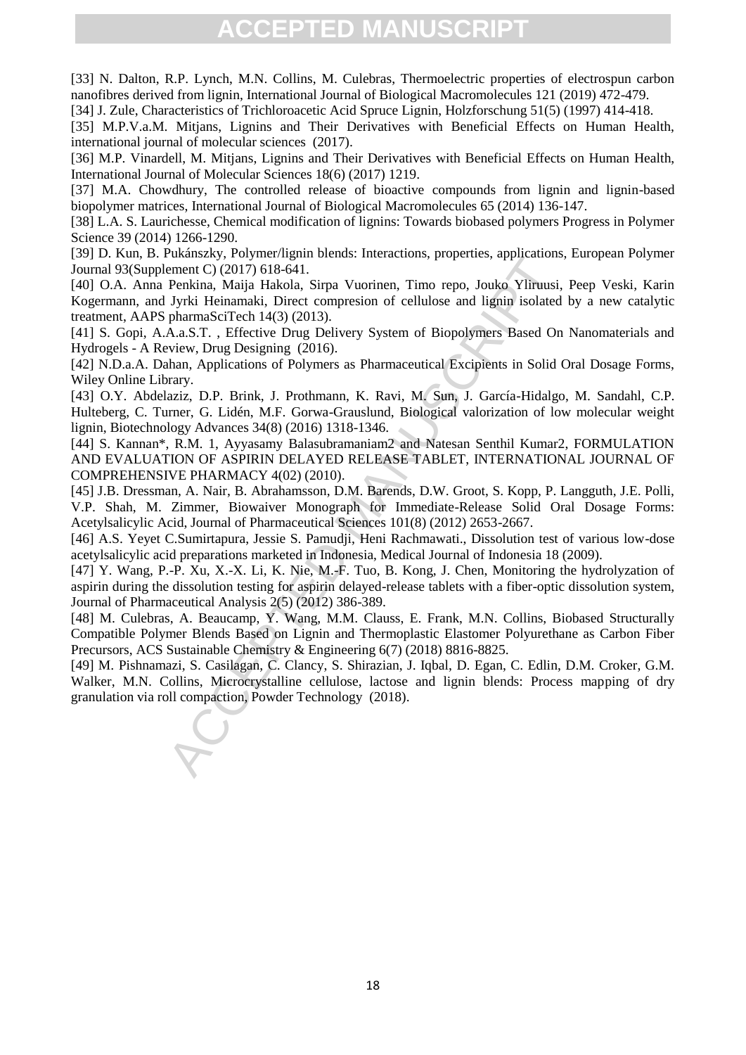[33] N. Dalton, R.P. Lynch, M.N. Collins, M. Culebras, Thermoelectric properties of electrospun carbon nanofibres derived from lignin, International Journal of Biological Macromolecules 121 (2019) 472-479.

[34] J. Zule, Characteristics of Trichloroacetic Acid Spruce Lignin, Holzforschung 51(5) (1997) 414-418.

[35] M.P.V.a.M. Mitjans, Lignins and Their Derivatives with Beneficial Effects on Human Health, international journal of molecular sciences (2017).

[36] M.P. Vinardell, M. Mitjans, Lignins and Their Derivatives with Beneficial Effects on Human Health, International Journal of Molecular Sciences 18(6) (2017) 1219.

[37] M.A. Chowdhury, The controlled release of bioactive compounds from lignin and lignin-based biopolymer matrices, International Journal of Biological Macromolecules 65 (2014) 136-147.

[38] L.A. S. Laurichesse, Chemical modification of lignins: Towards biobased polymers Progress in Polymer Science 39 (2014) 1266-1290.

[39] D. Kun, B. Pukánszky, Polymer/lignin blends: Interactions, properties, applications, European Polymer Journal 93(Supplement C) (2017) 618-641.

[40] O.A. Anna Penkina, Maija Hakola, Sirpa Vuorinen, Timo repo, Jouko Yliruusi, Peep Veski, Karin Kogermann, and Jyrki Heinamaki, Direct compresion of cellulose and lignin isolated by a new catalytic treatment, AAPS pharmaSciTech 14(3) (2013).

[41] S. Gopi, A.A.a.S.T. , Effective Drug Delivery System of Biopolymers Based On Nanomaterials and Hydrogels - A Review, Drug Designing (2016).

[42] N.D.a.A. Dahan, Applications of Polymers as Pharmaceutical Excipients in Solid Oral Dosage Forms, Wiley Online Library.

[43] O.Y. Abdelaziz, D.P. Brink, J. Prothmann, K. Ravi, M. Sun, J. García-Hidalgo, M. Sandahl, C.P. Hulteberg, C. Turner, G. Lidén, M.F. Gorwa-Grauslund, Biological valorization of low molecular weight lignin, Biotechnology Advances 34(8) (2016) 1318-1346.

[44] S. Kannan*, R.M. 1, Ayyasamy Balasubramaniam2 and Natesan Senthil Kumar2, FORMULATION AND EVALUATION OF ASPIRIN DELAYED RELEASE TABLET, INTERNATIONAL JOURNAL OF COMPREHENSIVE PHARMACY 4(02) (2010).

[45] J.B. Dressman, A. Nair, B. Abrahamsson, D.M. Barends, D.W. Groot, S. Kopp, P. Langguth, J.E. Polli, V.P. Shah, M. Zimmer, Biowaiver Monograph for Immediate-Release Solid Oral Dosage Forms: Acetylsalicylic Acid, Journal of Pharmaceutical Sciences 101(8) (2012) 2653-2667.

[46] A.S. Yeyet C.Sumirtapura, Jessie S. Pamudji, Heni Rachmawati., Dissolution test of various low-dose acetylsalicylic acid preparations marketed in Indonesia, Medical Journal of Indonesia 18 (2009).

[47] Y. Wang, P.-P. Xu, X.-X. Li, K. Nie, M.-F. Tuo, B. Kong, J. Chen, Monitoring the hydrolyzation of aspirin during the dissolution testing for aspirin delayed-release tablets with a fiber-optic dissolution system, Journal of Pharmaceutical Analysis 2(5) (2012) 386-389.

[48] M. Culebras, A. Beaucamp, Y. Wang, M.M. Clauss, E. Frank, M.N. Collins, Biobased Structurally Compatible Polymer Blends Based on Lignin and Thermoplastic Elastomer Polyurethane as Carbon Fiber Precursors, ACS Sustainable Chemistry & Engineering 6(7) (2018) 8816-8825.

[49] M. Pishnamazi, S. Casilagan, C. Clancy, S. Shirazian, J. Iqbal, D. Egan, C. Edlin, D.M. Croker, G.M. Walker, M.N. Collins, Microcrystalline cellulose, lactose and lignin blends: Process mapping of dry granulation via roll compaction, Powder Technology (2018).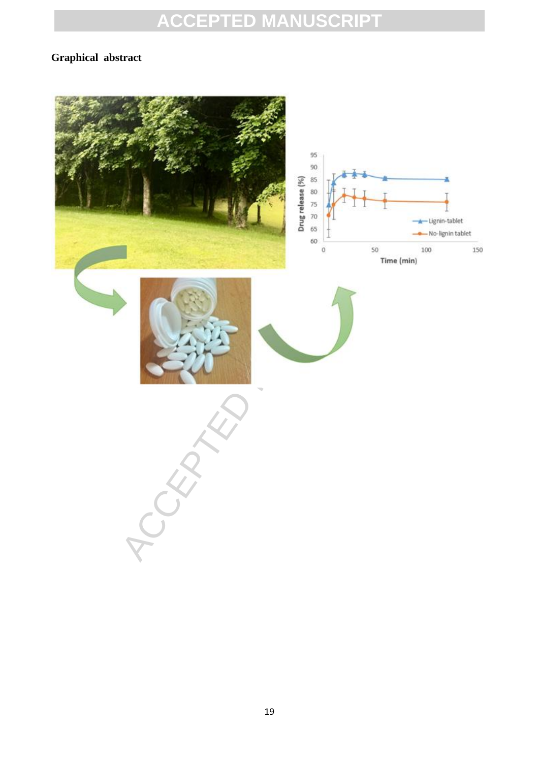**Graphical abstract**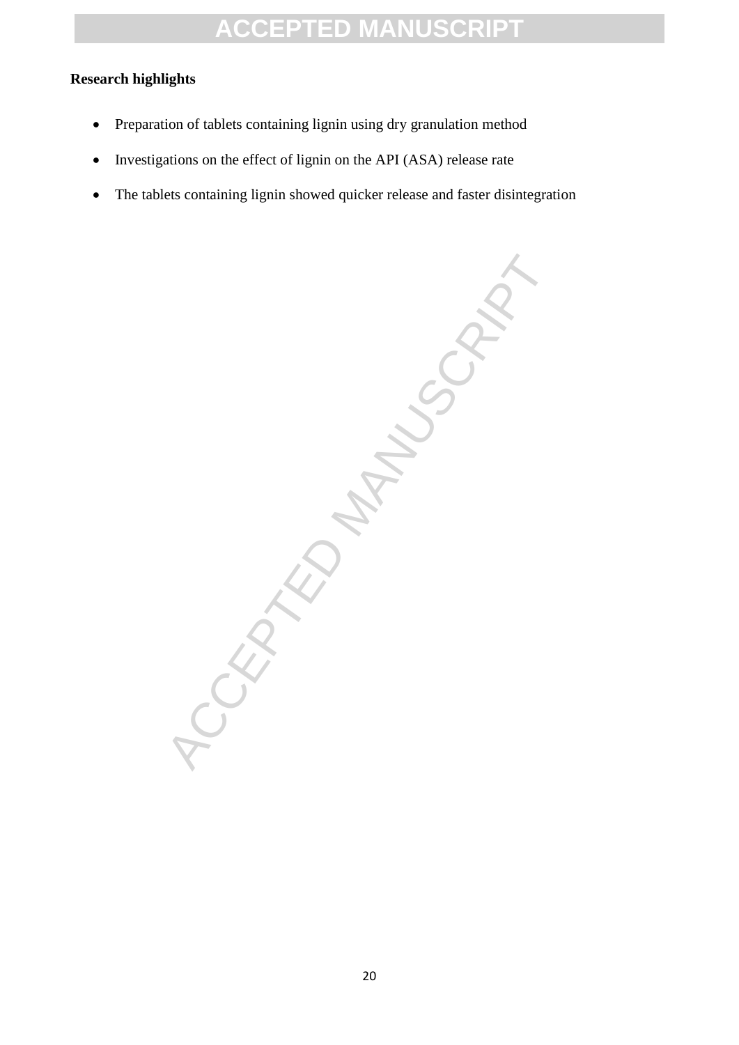**Research highlights**

- Preparation of tablets containing lignin using dry granulation method
- Investigations on the effect of lignin on the API (ASA) release rate
- The tablets containing lignin showed quicker release and faster disintegration